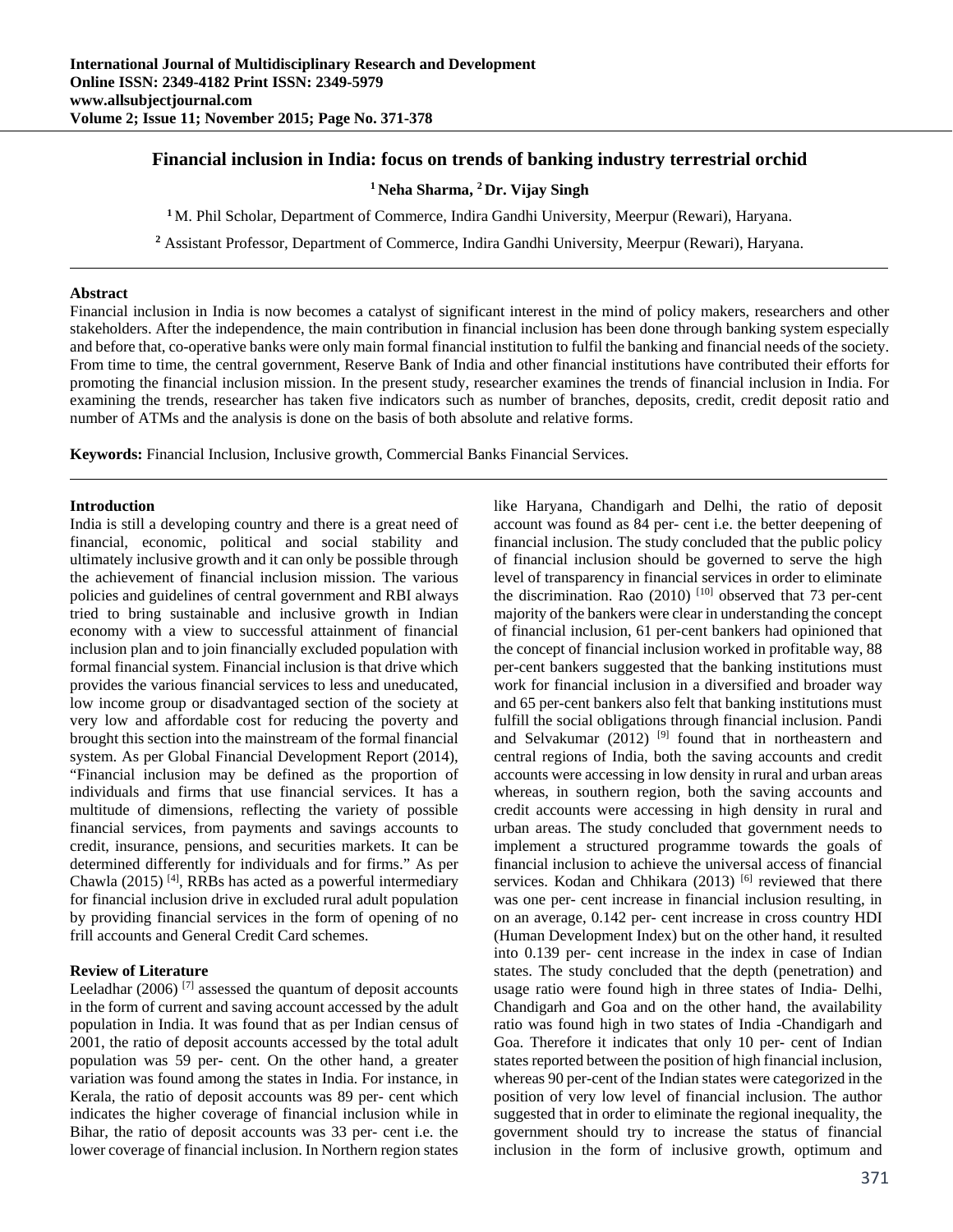# Financial inclusion in India: focus on trends of banking industry terrestrial orchid

**[1] Neha Sharma, [2] Dr. Vijay Singh**

[1] M. Phil Scholar, Department of Commerce, Indira Gandhi University, Meerpur (Rewari), Haryana.

[2] Assistant Professor, Department of Commerce, Indira Gandhi University, Meerpur (Rewari), Haryana.

---

### Abstract

Financial inclusion in India is now becomes a catalyst of significant interest in the mind of policy makers, researchers and other stakeholders. After the independence, the main contribution in financial inclusion has been done through banking system especially and before that, co-operative banks were only main formal financial institution to fulfil the banking and financial needs of the society. From time to time, the central government, Reserve Bank of India and other financial institutions have contributed their efforts for promoting the financial inclusion mission. In the present study, researcher examines the trends of financial inclusion in India. For examining the trends, researcher has taken five indicators such as number of branches, deposits, credit, credit deposit ratio and number of ATMs and the analysis is done on the basis of both absolute and relative forms.

**Keywords:** Financial Inclusion, Inclusive growth, Commercial Banks Financial Services.

---

### Introduction

India is still a developing country and there is a great need of financial, economic, political and social stability and ultimately inclusive growth and it can only be possible through the achievement of financial inclusion mission. The various policies and guidelines of central government and RBI always tried to bring sustainable and inclusive growth in Indian economy with a view to successful attainment of financial inclusion plan and to join financially excluded population with formal financial system. Financial inclusion is that drive which provides the various financial services to less and uneducated, low income group or disadvantaged section of the society at very low and affordable cost for reducing the poverty and brought this section into the mainstream of the formal financial system. As per Global Financial Development Report (2014), "Financial inclusion may be defined as the proportion of individuals and firms that use financial services. It has a multitude of dimensions, reflecting the variety of possible financial services, from payments and savings accounts to credit, insurance, pensions, and securities markets. It can be determined differently for individuals and for firms." As per Chawla (2015) [4], RRBs has acted as a powerful intermediary for financial inclusion drive in excluded rural adult population by providing financial services in the form of opening of no frill accounts and General Credit Card schemes.

### Review of Literature

Leeladhar (2006) [7] assessed the quantum of deposit accounts in the form of current and saving account accessed by the adult population in India. It was found that as per Indian census of 2001, the ratio of deposit accounts accessed by the total adult population was 59 per- cent. On the other hand, a greater variation was found among the states in India. For instance, in Kerala, the ratio of deposit accounts was 89 per- cent which indicates the higher coverage of financial inclusion while in Bihar, the ratio of deposit accounts was 33 per- cent i.e. the lower coverage of financial inclusion. In Northern region states like Haryana, Chandigarh and Delhi, the ratio of deposit account was found as 84 per- cent i.e. the better deepening of financial inclusion. The study concluded that the public policy of financial inclusion should be governed to serve the high level of transparency in financial services in order to eliminate the discrimination. Rao (2010) [10] observed that 73 per-cent majority of the bankers were clear in understanding the concept of financial inclusion, 61 per-cent bankers had opinioned that the concept of financial inclusion worked in profitable way, 88 per-cent bankers suggested that the banking institutions must work for financial inclusion in a diversified and broader way and 65 per-cent bankers also felt that banking institutions must fulfill the social obligations through financial inclusion. Pandi and Selvakumar (2012) [9] found that in northeastern and central regions of India, both the saving accounts and credit accounts were accessing in low density in rural and urban areas whereas, in southern region, both the saving accounts and credit accounts were accessing in high density in rural and urban areas. The study concluded that government needs to implement a structured programme towards the goals of financial inclusion to achieve the universal access of financial services. Kodan and Chhikara (2013) [6] reviewed that there was one per- cent increase in financial inclusion resulting, in on an average, 0.142 per- cent increase in cross country HDI (Human Development Index) but on the other hand, it resulted into 0.139 per- cent increase in the index in case of Indian states. The study concluded that the depth (penetration) and usage ratio were found high in three states of India- Delhi, Chandigarh and Goa and on the other hand, the availability ratio was found high in two states of India -Chandigarh and Goa. Therefore it indicates that only 10 per- cent of Indian states reported between the position of high financial inclusion, whereas 90 per-cent of the Indian states were categorized in the position of very low level of financial inclusion. The author suggested that in order to eliminate the regional inequality, the government should try to increase the status of financial inclusion in the form of inclusive growth, optimum and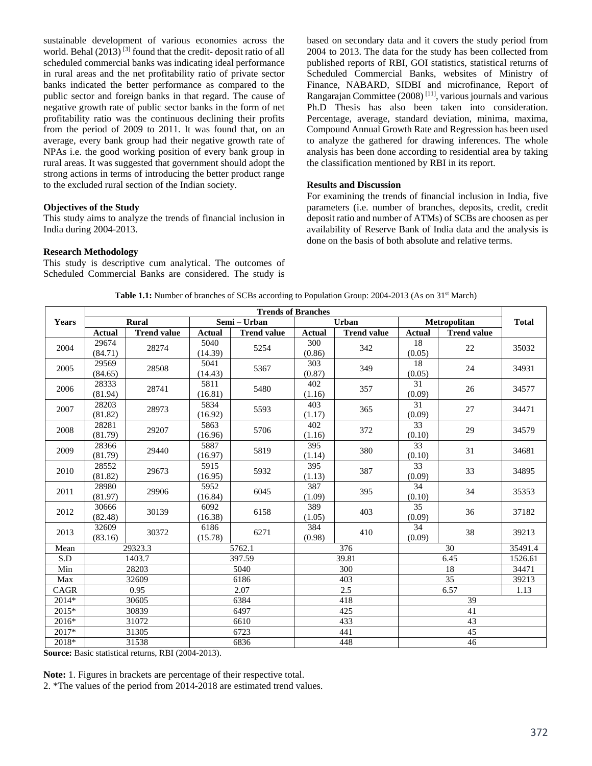sustainable development of various economies across the world. Behal (2013) [3] found that the credit- deposit ratio of all scheduled commercial banks was indicating ideal performance in rural areas and the net profitability ratio of private sector banks indicated the better performance as compared to the public sector and foreign banks in that regard. The cause of negative growth rate of public sector banks in the form of net profitability ratio was the continuous declining their profits from the period of 2009 to 2011. It was found that, on an average, every bank group had their negative growth rate of NPAs i.e. the good working position of every bank group in rural areas. It was suggested that government should adopt the strong actions in terms of introducing the better product range to the excluded rural section of the Indian society.

### Objectives of the Study

This study aims to analyze the trends of financial inclusion in India during 2004-2013.

### Research Methodology

This study is descriptive cum analytical. The outcomes of Scheduled Commercial Banks are considered. The study is based on secondary data and it covers the study period from 2004 to 2013. The data for the study has been collected from published reports of RBI, GOI statistics, statistical returns of Scheduled Commercial Banks, websites of Ministry of Finance, NABARD, SIDBI and microfinance, Report of Rangarajan Committee (2008) [11], various journals and various Ph.D Thesis has also been taken into consideration. Percentage, average, standard deviation, minima, maxima, Compound Annual Growth Rate and Regression has been used to analyze the gathered for drawing inferences. The whole analysis has been done according to residential area by taking the classification mentioned by RBI in its report.

### Results and Discussion

For examining the trends of financial inclusion in India, five parameters (i.e. number of branches, deposits, credit, credit deposit ratio and number of ATMs) of SCBs are choosen as per availability of Reserve Bank of India data and the analysis is done on the basis of both absolute and relative terms.

**Table 1.1:** Number of branches of SCBs according to Population Group: 2004-2013 (As on 31st March)

| Years | Trends of Branches | | | | | | | | Total |
|---|---|---|---|---|---|---|---|---|---|
| | Rural | | Semi – Urban | | Urban | | Metropolitan | | |
| | Actual | Trend value | Actual | Trend value | Actual | Trend value | Actual | Trend value | |
| 2004 | 29674 (84.71) | 28274 | 5040 (14.39) | 5254 | 300 (0.86) | 342 | 18 (0.05) | 22 | 35032 |
| 2005 | 29569 (84.65) | 28508 | 5041 (14.43) | 5367 | 303 (0.87) | 349 | 18 (0.05) | 24 | 34931 |
| 2006 | 28333 (81.94) | 28741 | 5811 (16.81) | 5480 | 402 (1.16) | 357 | 31 (0.09) | 26 | 34577 |
| 2007 | 28203 (81.82) | 28973 | 5834 (16.92) | 5593 | 403 (1.17) | 365 | 31 (0.09) | 27 | 34471 |
| 2008 | 28281 (81.79) | 29207 | 5863 (16.96) | 5706 | 402 (1.16) | 372 | 33 (0.10) | 29 | 34579 |
| 2009 | 28366 (81.79) | 29440 | 5887 (16.97) | 5819 | 395 (1.14) | 380 | 33 (0.10) | 31 | 34681 |
| 2010 | 28552 (81.82) | 29673 | 5915 (16.95) | 5932 | 395 (1.13) | 387 | 33 (0.09) | 33 | 34895 |
| 2011 | 28980 (81.97) | 29906 | 5952 (16.84) | 6045 | 387 (1.09) | 395 | 34 (0.10) | 34 | 35353 |
| 2012 | 30666 (82.48) | 30139 | 6092 (16.38) | 6158 | 389 (1.05) | 403 | 35 (0.09) | 36 | 37182 |
| 2013 | 32609 (83.16) | 30372 | 6186 (15.78) | 6271 | 384 (0.98) | 410 | 34 (0.09) | 38 | 39213 |
| Mean | 29323.3 | | 5762.1 | | 376 | | 30 | | 35491.4 |
| S.D | 1403.7 | | 397.59 | | 39.81 | | 6.45 | | 1526.61 |
| Min | 28203 | | 5040 | | 300 | | 18 | | 34471 |
| Max | 32609 | | 6186 | | 403 | | 35 | | 39213 |
| CAGR | 0.95 | | 2.07 | | 2.5 | | 6.57 | | 1.13 |
| 2014* | 30605 | | 6384 | | 418 | | 39 | | |
| 2015* | 30839 | | 6497 | | 425 | | 41 | | |
| 2016* | 31072 | | 6610 | | 433 | | 43 | | |
| 2017* | 31305 | | 6723 | | 441 | | 45 | | |
| 2018* | 31538 | | 6836 | | 448 | | 46 | | |

**Source:** Basic statistical returns, RBI (2004-2013).

**Note:** 1. Figures in brackets are percentage of their respective total.

2. *The values of the period from 2014-2018 are estimated trend values.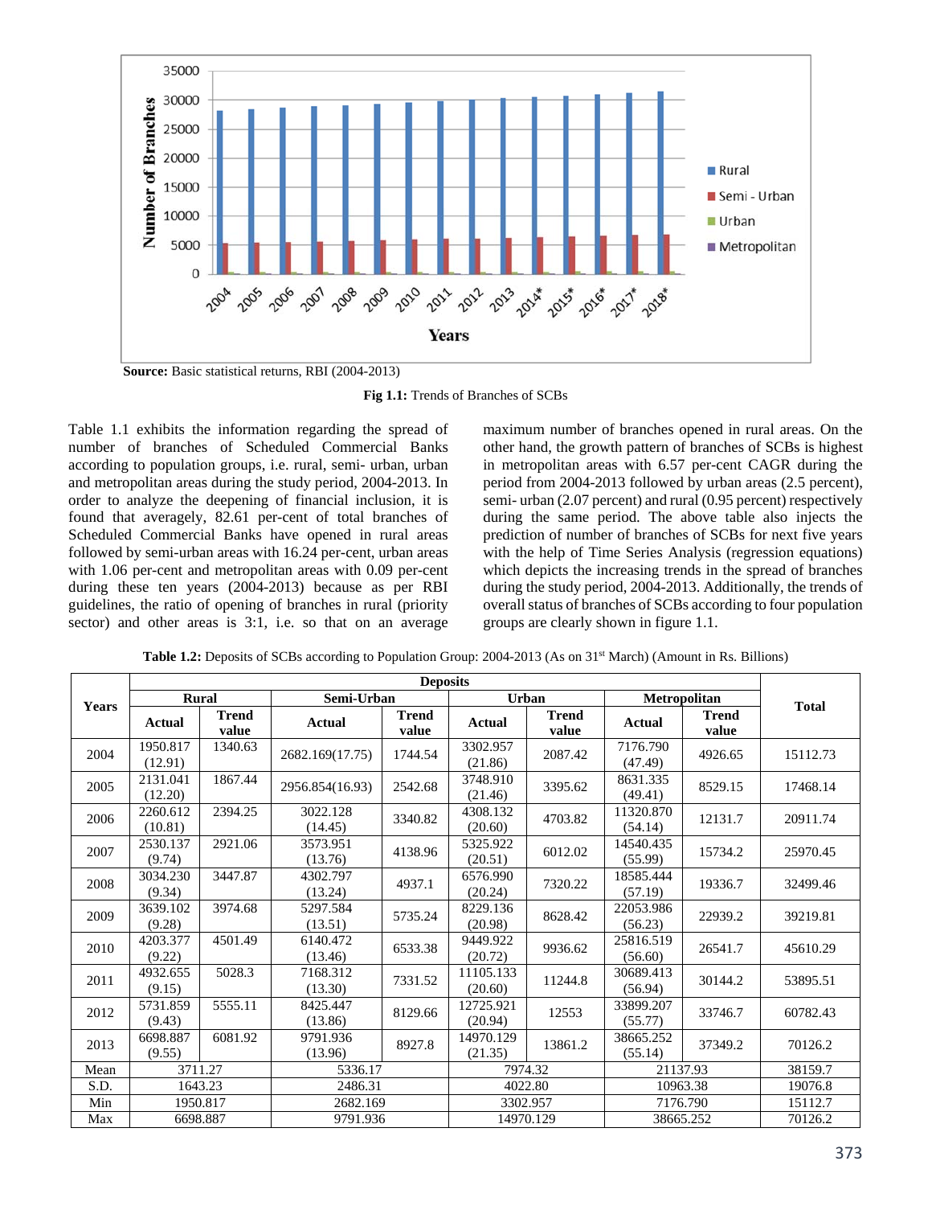Source: Basic statistical returns, RBI (2004-2013)

**Fig 1.1:** Trends of Branches of SCBs

Table 1.1 exhibits the information regarding the spread of number of branches of Scheduled Commercial Banks according to population groups, i.e. rural, semi- urban, urban and metropolitan areas during the study period, 2004-2013. In order to analyze the deepening of financial inclusion, it is found that averagely, 82.61 per-cent of total branches of Scheduled Commercial Banks have opened in rural areas followed by semi-urban areas with 16.24 per-cent, urban areas with 1.06 per-cent and metropolitan areas with 0.09 per-cent during these ten years (2004-2013) because as per RBI guidelines, the ratio of opening of branches in rural (priority sector) and other areas is 3:1, i.e. so that on an average maximum number of branches opened in rural areas. On the other hand, the growth pattern of branches of SCBs is highest in metropolitan areas with 6.57 per-cent CAGR during the period from 2004-2013 followed by urban areas (2.5 percent), semi- urban (2.07 percent) and rural (0.95 percent) respectively during the same period. The above table also injects the prediction of number of branches of SCBs for next five years with the help of Time Series Analysis (regression equations) which depicts the increasing trends in the spread of branches during the study period, 2004-2013. Additionally, the trends of overall status of branches of SCBs according to four population groups are clearly shown in figure 1.1.

**Table 1.2:** Deposits of SCBs according to Population Group: 2004-2013 (As on 31st March) (Amount in Rs. Billions)

| Years | Deposits | | | | | | | | Total |
|---|---|---|---|---|---|---|---|---|---|
| | Rural | | Semi-Urban | | Urban | | Metropolitan | | |
| | Actual | Trend value | Actual | Trend value | Actual | Trend value | Actual | Trend value | |
| 2004 | 1950.817 (12.91) | 1340.63 | 2682.169(17.75) | 1744.54 | 3302.957 (21.86) | 2087.42 | 7176.790 (47.49) | 4926.65 | 15112.73 |
| 2005 | 2131.041 (12.20) | 1867.44 | 2956.854(16.93) | 2542.68 | 3748.910 (21.46) | 3395.62 | 8631.335 (49.41) | 8529.15 | 17468.14 |
| 2006 | 2260.612 (10.81) | 2394.25 | 3022.128 (14.45) | 3340.82 | 4308.132 (20.60) | 4703.82 | 11320.870 (54.14) | 12131.7 | 20911.74 |
| 2007 | 2530.137 (9.74) | 2921.06 | 3573.951 (13.76) | 4138.96 | 5325.922 (20.51) | 6012.02 | 14540.435 (55.99) | 15734.2 | 25970.45 |
| 2008 | 3034.230 (9.34) | 3447.87 | 4302.797 (13.24) | 4937.1 | 6576.990 (20.24) | 7320.22 | 18585.444 (57.19) | 19336.7 | 32499.46 |
| 2009 | 3639.102 (9.28) | 3974.68 | 5297.584 (13.51) | 5735.24 | 8229.136 (20.98) | 8628.42 | 22053.986 (56.23) | 22939.2 | 39219.81 |
| 2010 | 4203.377 (9.22) | 4501.49 | 6140.472 (13.46) | 6533.38 | 9449.922 (20.72) | 9936.62 | 25816.519 (56.60) | 26541.7 | 45610.29 |
| 2011 | 4932.655 (9.15) | 5028.3 | 7168.312 (13.30) | 7331.52 | 11105.133 (20.60) | 11244.8 | 30689.413 (56.94) | 30144.2 | 53895.51 |
| 2012 | 5731.859 (9.43) | 5555.11 | 8425.447 (13.86) | 8129.66 | 12725.921 (20.94) | 12553 | 33899.207 (55.77) | 33746.7 | 60782.43 |
| 2013 | 6698.887 (9.55) | 6081.92 | 9791.936 (13.96) | 8927.8 | 14970.129 (21.35) | 13861.2 | 38665.252 (55.14) | 37349.2 | 70126.2 |
| Mean | 3711.27 | | 5336.17 | | 7974.32 | | 21137.93 | | 38159.7 |
| S.D. | 1643.23 | | 2486.31 | | 4022.80 | | 10963.38 | | 19076.8 |
| Min | 1950.817 | | 2682.169 | | 3302.957 | | 7176.790 | | 15112.7 |
| Max | 6698.887 | | 9791.936 | | 14970.129 | | 38665.252 | | 70126.2 |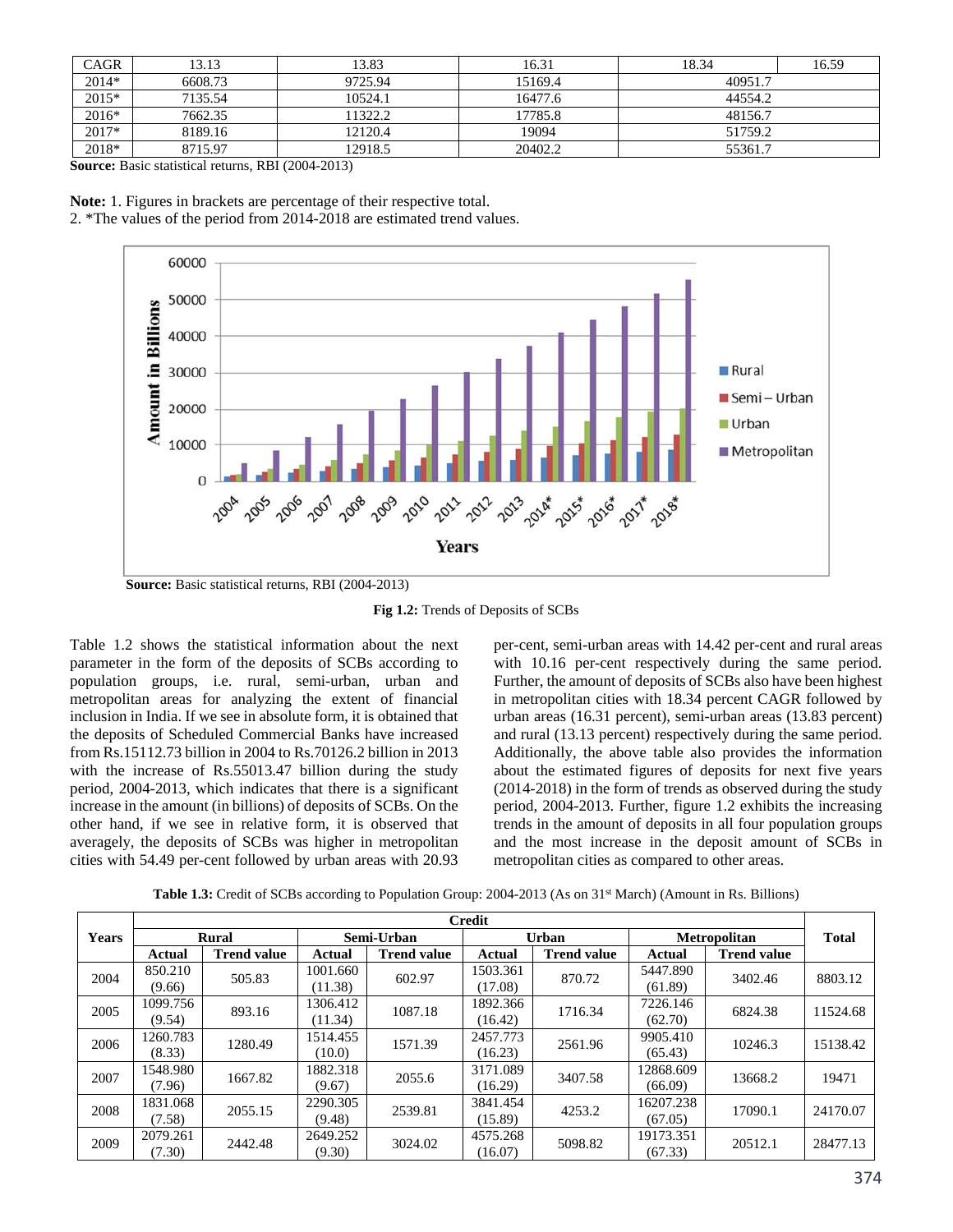| CAGR | 13.13 | 13.83 | 16.31 | 18.34 | 16.59 |
|---|---|---|---|---|---|
| 2014* | 6608.73 | 9725.94 | 15169.4 | 40951.7 | |
| 2015* | 7135.54 | 10524.1 | 16477.6 | 44554.2 | |
| 2016* | 7662.35 | 11322.2 | 17785.8 | 48156.7 | |
| 2017* | 8189.16 | 12120.4 | 19094 | 51759.2 | |
| 2018* | 8715.97 | 12918.5 | 20402.2 | 55361.7 | |

**Source:** Basic statistical returns, RBI (2004-2013)

**Note:** 1. Figures in brackets are percentage of their respective total.
2. *The values of the period from 2014-2018 are estimated trend values.

**Source:** Basic statistical returns, RBI (2004-2013)

**Fig 1.2:** Trends of Deposits of SCBs

Table 1.2 shows the statistical information about the next parameter in the form of the deposits of SCBs according to population groups, i.e. rural, semi-urban, urban and metropolitan areas for analyzing the extent of financial inclusion in India. If we see in absolute form, it is obtained that the deposits of Scheduled Commercial Banks have increased from Rs.15112.73 billion in 2004 to Rs.70126.2 billion in 2013 with the increase of Rs.55013.47 billion during the study period, 2004-2013, which indicates that there is a significant increase in the amount (in billions) of deposits of SCBs. On the other hand, if we see in relative form, it is observed that averagely, the deposits of SCBs was higher in metropolitan cities with 54.49 per-cent followed by urban areas with 20.93 per-cent, semi-urban areas with 14.42 per-cent and rural areas with 10.16 per-cent respectively during the same period. Further, the amount of deposits of SCBs also have been highest in metropolitan cities with 18.34 percent CAGR followed by urban areas (16.31 percent), semi-urban areas (13.83 percent) and rural (13.13 percent) respectively during the same period. Additionally, the above table also provides the information about the estimated figures of deposits for next five years (2014-2018) in the form of trends as observed during the study period, 2004-2013. Further, figure 1.2 exhibits the increasing trends in the amount of deposits in all four population groups and the most increase in the deposit amount of SCBs in metropolitan cities as compared to other areas.

**Table 1.3:** Credit of SCBs according to Population Group: 2004-2013 (As on 31st March) (Amount in Rs. Billions)

| Years | Credit | | | | | | | | Total |
|---|---|---|---|---|---|---|---|---|---|
| | Rural | | Semi-Urban | | Urban | | Metropolitan | | |
| | Actual | Trend value | Actual | Trend value | Actual | Trend value | Actual | Trend value | |
| 2004 | 850.210 (9.66) | 505.83 | 1001.660 (11.38) | 602.97 | 1503.361 (17.08) | 870.72 | 5447.890 (61.89) | 3402.46 | 8803.12 |
| 2005 | 1099.756 (9.54) | 893.16 | 1306.412 (11.34) | 1087.18 | 1892.366 (16.42) | 1716.34 | 7226.146 (62.70) | 6824.38 | 11524.68 |
| 2006 | 1260.783 (8.33) | 1280.49 | 1514.455 (10.0) | 1571.39 | 2457.773 (16.23) | 2561.96 | 9905.410 (65.43) | 10246.3 | 15138.42 |
| 2007 | 1548.980 (7.96) | 1667.82 | 1882.318 (9.67) | 2055.6 | 3171.089 (16.29) | 3407.58 | 12868.609 (66.09) | 13668.2 | 19471 |
| 2008 | 1831.068 (7.58) | 2055.15 | 2290.305 (9.48) | 2539.81 | 3841.454 (15.89) | 4253.2 | 16207.238 (67.05) | 17090.1 | 24170.07 |
| 2009 | 2079.261 (7.30) | 2442.48 | 2649.252 (9.30) | 3024.02 | 4575.268 (16.07) | 5098.82 | 19173.351 (67.33) | 20512.1 | 28477.13 |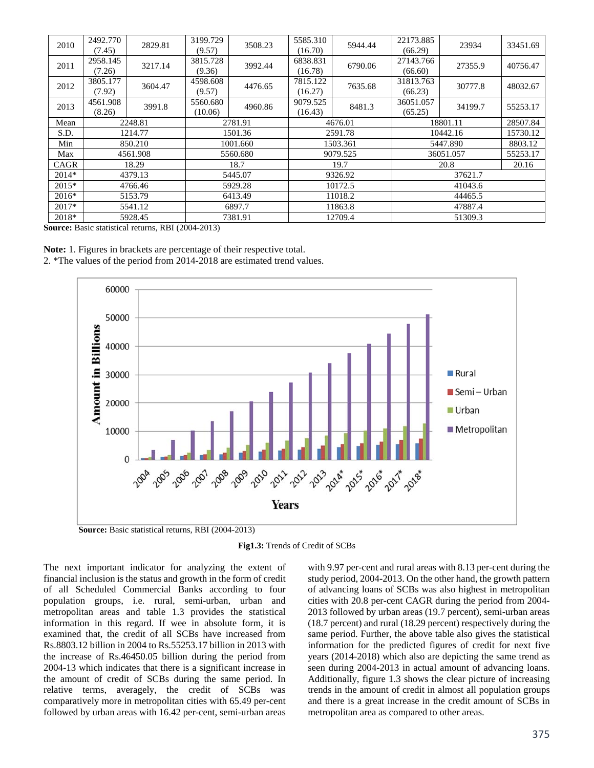| | | | | | | | | | |
|---|---|---|---|---|---|---|---|---|---|
| 2010 | 2492.770 (7.45) | 2829.81 | 3199.729 (9.57) | 3508.23 | 5585.310 (16.70) | 5944.44 | 22173.885 (66.29) | 23934 | 33451.69 |
| 2011 | 2958.145 (7.26) | 3217.14 | 3815.728 (9.36) | 3992.44 | 6838.831 (16.78) | 6790.06 | 27143.766 (66.60) | 27355.9 | 40756.47 |
| 2012 | 3805.177 (7.92) | 3604.47 | 4598.608 (9.57) | 4476.65 | 7815.122 (16.27) | 7635.68 | 31813.763 (66.23) | 30777.8 | 48032.67 |
| 2013 | 4561.908 (8.26) | 3991.8 | 5560.680 (10.06) | 4960.86 | 9079.525 (16.43) | 8481.3 | 36051.057 (65.25) | 34199.7 | 55253.17 |
| Mean | 2248.81 | | 2781.91 | | 4676.01 | | 18801.11 | | 28507.84 |
| S.D. | 1214.77 | | 1501.36 | | 2591.78 | | 10442.16 | | 15730.12 |
| Min | 850.210 | | 1001.660 | | 1503.361 | | 5447.890 | | 8803.12 |
| Max | 4561.908 | | 5560.680 | | 9079.525 | | 36051.057 | | 55253.17 |
| CAGR | 18.29 | | 18.7 | | 19.7 | | 20.8 | | 20.16 |
| 2014* | 4379.13 | | 5445.07 | | 9326.92 | | 37621.7 | | |
| 2015* | 4766.46 | | 5929.28 | | 10172.5 | | 41043.6 | | |
| 2016* | 5153.79 | | 6413.49 | | 11018.2 | | 44465.5 | | |
| 2017* | 5541.12 | | 6897.7 | | 11863.8 | | 47887.4 | | |
| 2018* | 5928.45 | | 7381.91 | | 12709.4 | | 51309.3 | | |

**Source:** Basic statistical returns, RBI (2004-2013)

**Note:** 1. Figures in brackets are percentage of their respective total.

2. *The values of the period from 2014-2018 are estimated trend values.

**Source:** Basic statistical returns, RBI (2004-2013)

**Fig1.3:** Trends of Credit of SCBs

The next important indicator for analyzing the extent of financial inclusion is the status and growth in the form of credit of all Scheduled Commercial Banks according to four population groups, i.e. rural, semi-urban, urban and metropolitan areas and table 1.3 provides the statistical information in this regard. If wee in absolute form, it is examined that, the credit of all SCBs have increased from Rs.8803.12 billion in 2004 to Rs.55253.17 billion in 2013 with the increase of Rs.46450.05 billion during the period from 2004-13 which indicates that there is a significant increase in the amount of credit of SCBs during the same period. In relative terms, averagely, the credit of SCBs was comparatively more in metropolitan cities with 65.49 per-cent followed by urban areas with 16.42 per-cent, semi-urban areas with 9.97 per-cent and rural areas with 8.13 per-cent during the study period, 2004-2013. On the other hand, the growth pattern of advancing loans of SCBs was also highest in metropolitan cities with 20.8 per-cent CAGR during the period from 2004-2013 followed by urban areas (19.7 percent), semi-urban areas (18.7 percent) and rural (18.29 percent) respectively during the same period. Further, the above table also gives the statistical information for the predicted figures of credit for next five years (2014-2018) which also are depicting the same trend as seen during 2004-2013 in actual amount of advancing loans. Additionally, figure 1.3 shows the clear picture of increasing trends in the amount of credit in almost all population groups and there is a great increase in the credit amount of SCBs in metropolitan area as compared to other areas.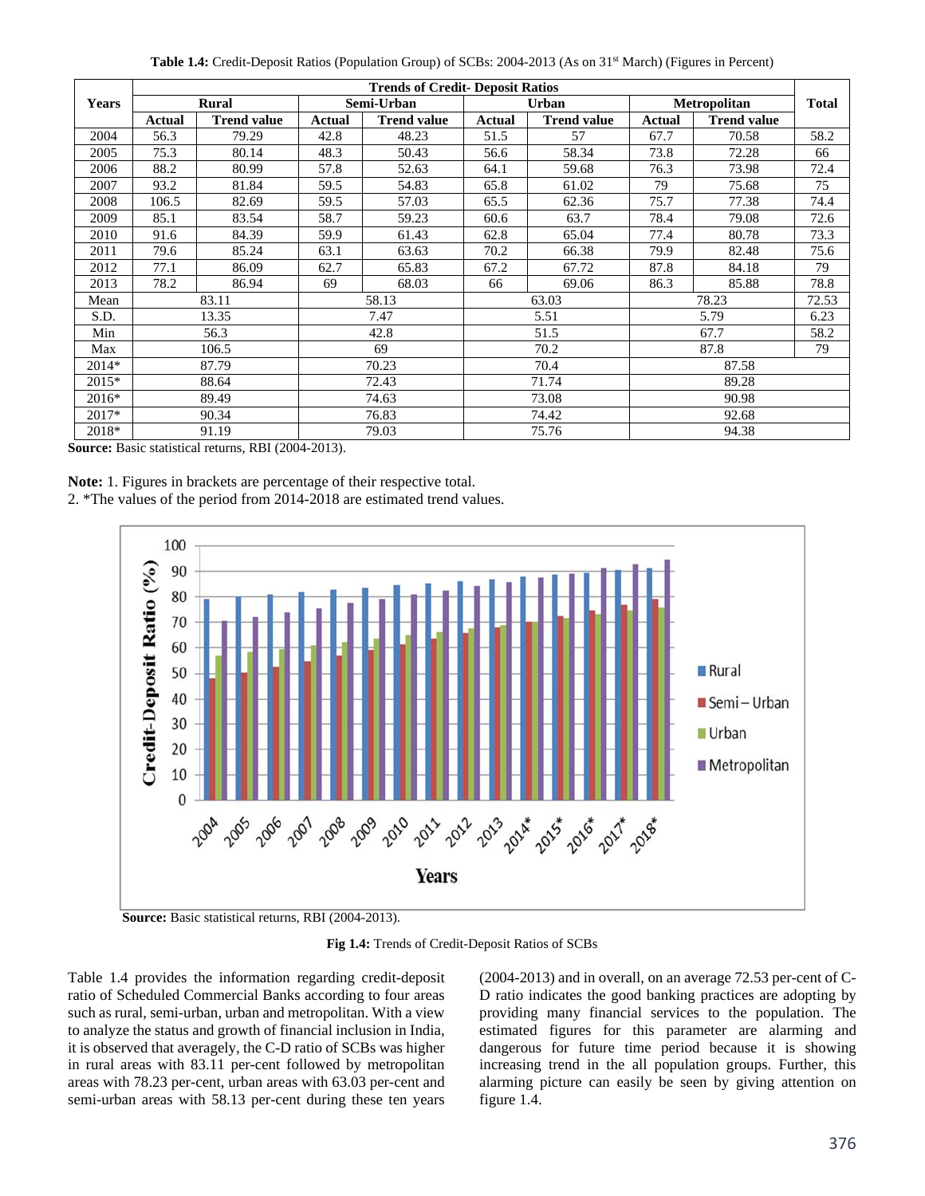**Table 1.4:** Credit-Deposit Ratios (Population Group) of SCBs: 2004-2013 (As on 31[st] March) (Figures in Percent)

| Years | Trends of Credit- Deposit Ratios | | | | | | | | Total |
|---|---|---|---|---|---|---|---|---|---|
| | Rural | | Semi-Urban | | Urban | | Metropolitan | | |
| | Actual | Trend value | Actual | Trend value | Actual | Trend value | Actual | Trend value | |
| 2004 | 56.3 | 79.29 | 42.8 | 48.23 | 51.5 | 57 | 67.7 | 70.58 | 58.2 |
| 2005 | 75.3 | 80.14 | 48.3 | 50.43 | 56.6 | 58.34 | 73.8 | 72.28 | 66 |
| 2006 | 88.2 | 80.99 | 57.8 | 52.63 | 64.1 | 59.68 | 76.3 | 73.98 | 72.4 |
| 2007 | 93.2 | 81.84 | 59.5 | 54.83 | 65.8 | 61.02 | 79 | 75.68 | 75 |
| 2008 | 106.5 | 82.69 | 59.5 | 57.03 | 65.5 | 62.36 | 75.7 | 77.38 | 74.4 |
| 2009 | 85.1 | 83.54 | 58.7 | 59.23 | 60.6 | 63.7 | 78.4 | 79.08 | 72.6 |
| 2010 | 91.6 | 84.39 | 59.9 | 61.43 | 62.8 | 65.04 | 77.4 | 80.78 | 73.3 |
| 2011 | 79.6 | 85.24 | 63.1 | 63.63 | 70.2 | 66.38 | 79.9 | 82.48 | 75.6 |
| 2012 | 77.1 | 86.09 | 62.7 | 65.83 | 67.2 | 67.72 | 87.8 | 84.18 | 79 |
| 2013 | 78.2 | 86.94 | 69 | 68.03 | 66 | 69.06 | 86.3 | 85.88 | 78.8 |
| Mean | 83.11 | | 58.13 | | 63.03 | | 78.23 | | 72.53 |
| S.D. | 13.35 | | 7.47 | | 5.51 | | 5.79 | | 6.23 |
| Min | 56.3 | | 42.8 | | 51.5 | | 67.7 | | 58.2 |
| Max | 106.5 | | 69 | | 70.2 | | 87.8 | | 79 |
| 2014* | 87.79 | | 70.23 | | 70.4 | | 87.58 | | |
| 2015* | 88.64 | | 72.43 | | 71.74 | | 89.28 | | |
| 2016* | 89.49 | | 74.63 | | 73.08 | | 90.98 | | |
| 2017* | 90.34 | | 76.83 | | 74.42 | | 92.68 | | |
| 2018* | 91.19 | | 79.03 | | 75.76 | | 94.38 | | |

**Source:** Basic statistical returns, RBI (2004-2013).

**Note:** 1. Figures in brackets are percentage of their respective total.
2. *The values of the period from 2014-2018 are estimated trend values.

**Source:** Basic statistical returns, RBI (2004-2013).

**Fig 1.4:** Trends of Credit-Deposit Ratios of SCBs

Table 1.4 provides the information regarding credit-deposit ratio of Scheduled Commercial Banks according to four areas such as rural, semi-urban, urban and metropolitan. With a view to analyze the status and growth of financial inclusion in India, it is observed that averagely, the C-D ratio of SCBs was higher in rural areas with 83.11 per-cent followed by metropolitan areas with 78.23 per-cent, urban areas with 63.03 per-cent and semi-urban areas with 58.13 per-cent during these ten years (2004-2013) and in overall, on an average 72.53 per-cent of C-D ratio indicates the good banking practices are adopting by providing many financial services to the population. The estimated figures for this parameter are alarming and dangerous for future time period because it is showing increasing trend in the all population groups. Further, this alarming picture can easily be seen by giving attention on figure 1.4.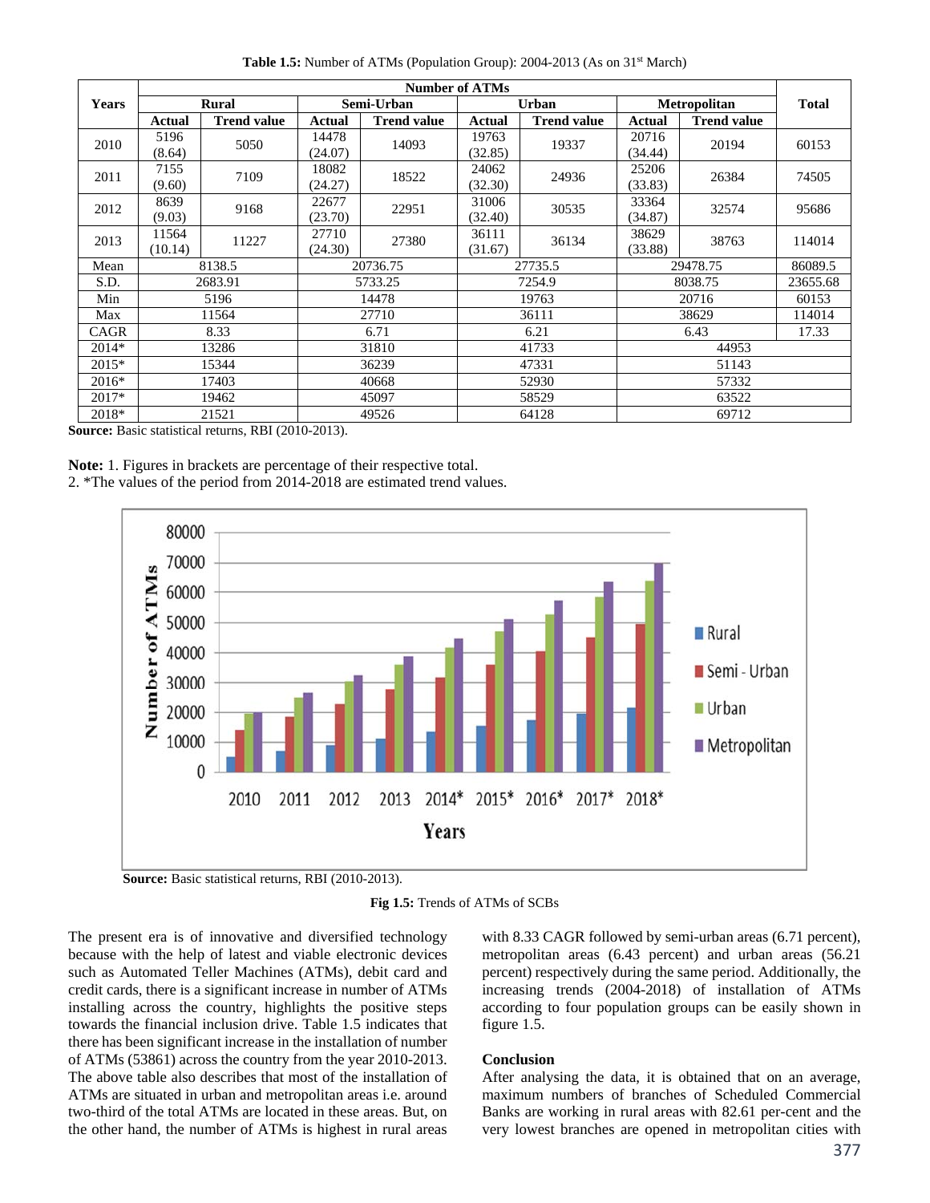**Table 1.5:** Number of ATMs (Population Group): 2004-2013 (As on 31[st] March)

| Years | Number of ATMs | | | | | | | | Total |
|---|---|---|---|---|---|---|---|---|---|
| | Rural | | Semi-Urban | | Urban | | Metropolitan | | |
| | Actual | Trend value | Actual | Trend value | Actual | Trend value | Actual | Trend value | |
| 2010 | 5196 (8.64) | 5050 | 14478 (24.07) | 14093 | 19763 (32.85) | 19337 | 20716 (34.44) | 20194 | 60153 |
| 2011 | 7155 (9.60) | 7109 | 18082 (24.27) | 18522 | 24062 (32.30) | 24936 | 25206 (33.83) | 26384 | 74505 |
| 2012 | 8639 (9.03) | 9168 | 22677 (23.70) | 22951 | 31006 (32.40) | 30535 | 33364 (34.87) | 32574 | 95686 |
| 2013 | 11564 (10.14) | 11227 | 27710 (24.30) | 27380 | 36111 (31.67) | 36134 | 38629 (33.88) | 38763 | 114014 |
| Mean | 8138.5 | | 20736.75 | | 27735.5 | | 29478.75 | | 86089.5 |
| S.D. | 2683.91 | | 5733.25 | | 7254.9 | | 8038.75 | | 23655.68 |
| Min | 5196 | | 14478 | | 19763 | | 20716 | | 60153 |
| Max | 11564 | | 27710 | | 36111 | | 38629 | | 114014 |
| CAGR | 8.33 | | 6.71 | | 6.21 | | 6.43 | | 17.33 |
| 2014* | 13286 | | 31810 | | 41733 | | 44953 | | |
| 2015* | 15344 | | 36239 | | 47331 | | 51143 | | |
| 2016* | 17403 | | 40668 | | 52930 | | 57332 | | |
| 2017* | 19462 | | 45097 | | 58529 | | 63522 | | |
| 2018* | 21521 | | 49526 | | 64128 | | 69712 | | |

**Source:** Basic statistical returns, RBI (2010-2013).

**Note:** 1. Figures in brackets are percentage of their respective total.

2. *The values of the period from 2014-2018 are estimated trend values.

**Source:** Basic statistical returns, RBI (2010-2013).

**Fig 1.5:** Trends of ATMs of SCBs

The present era is of innovative and diversified technology because with the help of latest and viable electronic devices such as Automated Teller Machines (ATMs), debit card and credit cards, there is a significant increase in number of ATMs installing across the country, highlights the positive steps towards the financial inclusion drive. Table 1.5 indicates that there has been significant increase in the installation of number of ATMs (53861) across the country from the year 2010-2013. The above table also describes that most of the installation of ATMs are situated in urban and metropolitan areas i.e. around two-third of the total ATMs are located in these areas. But, on the other hand, the number of ATMs is highest in rural areas with 8.33 CAGR followed by semi-urban areas (6.71 percent), metropolitan areas (6.43 percent) and urban areas (56.21 percent) respectively during the same period. Additionally, the increasing trends (2004-2018) of installation of ATMs according to four population groups can be easily shown in figure 1.5.

## Conclusion

After analysing the data, it is obtained that on an average, maximum numbers of branches of Scheduled Commercial Banks are working in rural areas with 82.61 per-cent and the very lowest branches are opened in metropolitan cities with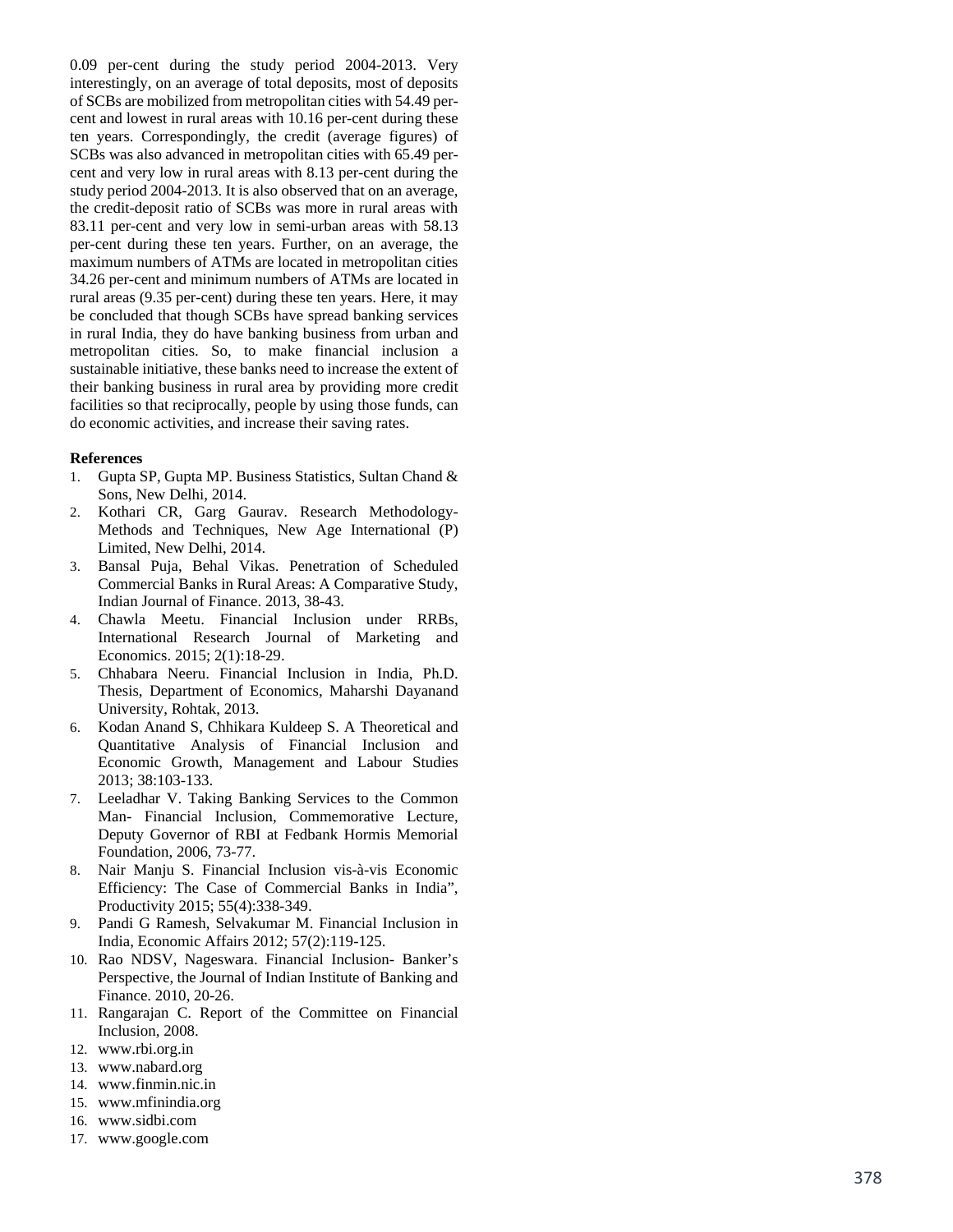0.09 per-cent during the study period 2004-2013. Very interestingly, on an average of total deposits, most of deposits of SCBs are mobilized from metropolitan cities with 54.49 per-cent and lowest in rural areas with 10.16 per-cent during these ten years. Correspondingly, the credit (average figures) of SCBs was also advanced in metropolitan cities with 65.49 per-cent and very low in rural areas with 8.13 per-cent during the study period 2004-2013. It is also observed that on an average, the credit-deposit ratio of SCBs was more in rural areas with 83.11 per-cent and very low in semi-urban areas with 58.13 per-cent during these ten years. Further, on an average, the maximum numbers of ATMs are located in metropolitan cities 34.26 per-cent and minimum numbers of ATMs are located in rural areas (9.35 per-cent) during these ten years. Here, it may be concluded that though SCBs have spread banking services in rural India, they do have banking business from urban and metropolitan cities. So, to make financial inclusion a sustainable initiative, these banks need to increase the extent of their banking business in rural area by providing more credit facilities so that reciprocally, people by using those funds, can do economic activities, and increase their saving rates.

**References**

1. Gupta SP, Gupta MP. Business Statistics, Sultan Chand & Sons, New Delhi, 2014.
2. Kothari CR, Garg Gaurav. Research Methodology-Methods and Techniques, New Age International (P) Limited, New Delhi, 2014.
3. Bansal Puja, Behal Vikas. Penetration of Scheduled Commercial Banks in Rural Areas: A Comparative Study, Indian Journal of Finance. 2013, 38-43.
4. Chawla Meetu. Financial Inclusion under RRBs, International Research Journal of Marketing and Economics. 2015; 2(1):18-29.
5. Chhabara Neeru. Financial Inclusion in India, Ph.D. Thesis, Department of Economics, Maharshi Dayanand University, Rohtak, 2013.
6. Kodan Anand S, Chhikara Kuldeep S. A Theoretical and Quantitative Analysis of Financial Inclusion and Economic Growth, Management and Labour Studies 2013; 38:103-133.
7. Leeladhar V. Taking Banking Services to the Common Man- Financial Inclusion, Commemorative Lecture, Deputy Governor of RBI at Fedbank Hormis Memorial Foundation, 2006, 73-77.
8. Nair Manju S. Financial Inclusion vis-à-vis Economic Efficiency: The Case of Commercial Banks in India", Productivity 2015; 55(4):338-349.
9. Pandi G Ramesh, Selvakumar M. Financial Inclusion in India, Economic Affairs 2012; 57(2):119-125.
10. Rao NDSV, Nageswara. Financial Inclusion- Banker's Perspective, the Journal of Indian Institute of Banking and Finance. 2010, 20-26.
11. Rangarajan C. Report of the Committee on Financial Inclusion, 2008.
12. www.rbi.org.in
13. www.nabard.org
14. www.finmin.nic.in
15. www.mfinindia.org
16. www.sidbi.com
17. www.google.com